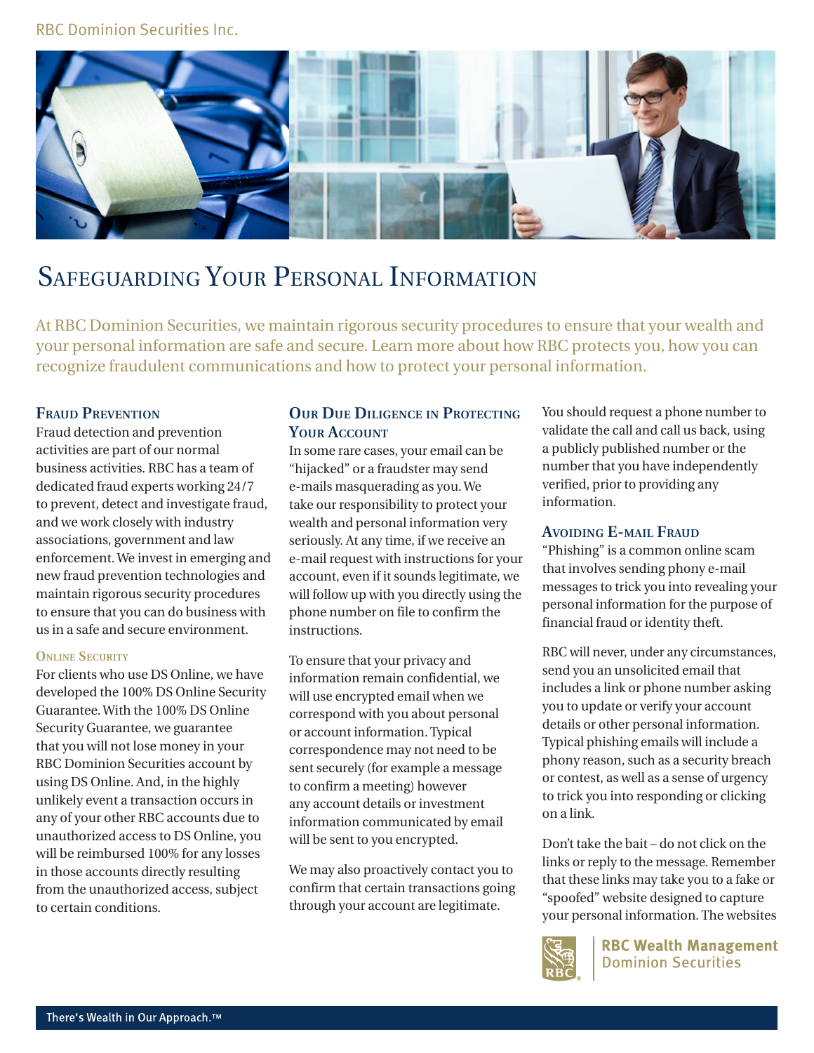RBC Dominion Securities Inc.

# Safeguarding Your Personal Information

At RBC Dominion Securities, we maintain rigorous security procedures to ensure that your wealth and your personal information are safe and secure. Learn more about how RBC protects you, how you can recognize fraudulent communications and how to protect your personal information.

## Fraud Prevention

Fraud detection and prevention activities are part of our normal business activities. RBC has a team of dedicated fraud experts working 24/7 to prevent, detect and investigate fraud, and we work closely with industry associations, government and law enforcement. We invest in emerging and new fraud prevention technologies and maintain rigorous security procedures to ensure that you can do business with us in a safe and secure environment.

### Online Security

For clients who use DS Online, we have developed the 100% DS Online Security Guarantee. With the 100% DS Online Security Guarantee, we guarantee that you will not lose money in your RBC Dominion Securities account by using DS Online. And, in the highly unlikely event a transaction occurs in any of your other RBC accounts due to unauthorized access to DS Online, you will be reimbursed 100% for any losses in those accounts directly resulting from the unauthorized access, subject to certain conditions.

## Our Due Diligence in Protecting Your Account

In some rare cases, your email can be "hijacked" or a fraudster may send e-mails masquerading as you. We take our responsibility to protect your wealth and personal information very seriously. At any time, if we receive an e-mail request with instructions for your account, even if it sounds legitimate, we will follow up with you directly using the phone number on file to confirm the instructions.

To ensure that your privacy and information remain confidential, we will use encrypted email when we correspond with you about personal or account information. Typical correspondence may not need to be sent securely (for example a message to confirm a meeting) however any account details or investment information communicated by email will be sent to you encrypted.

We may also proactively contact you to confirm that certain transactions going through your account are legitimate. You should request a phone number to validate the call and call us back, using a publicly published number or the number that you have independently verified, prior to providing any information.

## Avoiding E-mail Fraud

"Phishing" is a common online scam that involves sending phony e-mail messages to trick you into revealing your personal information for the purpose of financial fraud or identity theft.

RBC will never, under any circumstances, send you an unsolicited email that includes a link or phone number asking you to update or verify your account details or other personal information. Typical phishing emails will include a phony reason, such as a security breach or contest, as well as a sense of urgency to trick you into responding or clicking on a link.

Don't take the bait – do not click on the links or reply to the message. Remember that these links may take you to a fake or "spoofed" website designed to capture your personal information. The websites

RBC Wealth Management
Dominion Securities

There's Wealth in Our Approach.™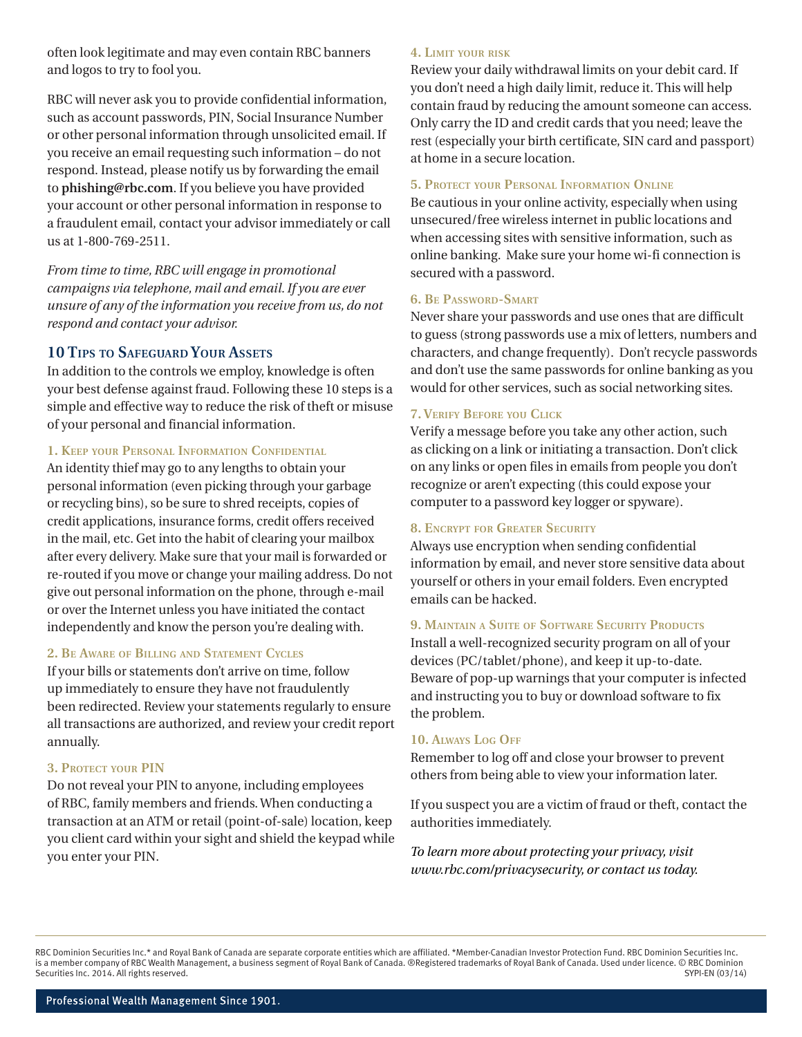often look legitimate and may even contain RBC banners and logos to try to fool you.

RBC will never ask you to provide confidential information, such as account passwords, PIN, Social Insurance Number or other personal information through unsolicited email. If you receive an email requesting such information – do not respond. Instead, please notify us by forwarding the email to **phishing@rbc.com**. If you believe you have provided your account or other personal information in response to a fraudulent email, contact your advisor immediately or call us at 1-800-769-2511.

*From time to time, RBC will engage in promotional campaigns via telephone, mail and email. If you are ever unsure of any of the information you receive from us, do not respond and contact your advisor.*

## 10 Tips to Safeguard Your Assets

In addition to the controls we employ, knowledge is often your best defense against fraud. Following these 10 steps is a simple and effective way to reduce the risk of theft or misuse of your personal and financial information.

### 1. Keep your Personal Information Confidential

An identity thief may go to any lengths to obtain your personal information (even picking through your garbage or recycling bins), so be sure to shred receipts, copies of credit applications, insurance forms, credit offers received in the mail, etc. Get into the habit of clearing your mailbox after every delivery. Make sure that your mail is forwarded or re-routed if you move or change your mailing address. Do not give out personal information on the phone, through e-mail or over the Internet unless you have initiated the contact independently and know the person you're dealing with.

### 2. Be Aware of Billing and Statement Cycles

If your bills or statements don't arrive on time, follow up immediately to ensure they have not fraudulently been redirected. Review your statements regularly to ensure all transactions are authorized, and review your credit report annually.

### 3. Protect your PIN

Do not reveal your PIN to anyone, including employees of RBC, family members and friends. When conducting a transaction at an ATM or retail (point-of-sale) location, keep you client card within your sight and shield the keypad while you enter your PIN.

### 4. Limit your risk

Review your daily withdrawal limits on your debit card. If you don't need a high daily limit, reduce it. This will help contain fraud by reducing the amount someone can access. Only carry the ID and credit cards that you need; leave the rest (especially your birth certificate, SIN card and passport) at home in a secure location.

### 5. Protect your Personal Information Online

Be cautious in your online activity, especially when using unsecured/free wireless internet in public locations and when accessing sites with sensitive information, such as online banking. Make sure your home wi-fi connection is secured with a password.

### 6. Be Password-Smart

Never share your passwords and use ones that are difficult to guess (strong passwords use a mix of letters, numbers and characters, and change frequently). Don't recycle passwords and don't use the same passwords for online banking as you would for other services, such as social networking sites.

### 7. Verify Before you Click

Verify a message before you take any other action, such as clicking on a link or initiating a transaction. Don't click on any links or open files in emails from people you don't recognize or aren't expecting (this could expose your computer to a password key logger or spyware).

### 8. Encrypt for Greater Security

Always use encryption when sending confidential information by email, and never store sensitive data about yourself or others in your email folders. Even encrypted emails can be hacked.

### 9. Maintain a Suite of Software Security Products

Install a well-recognized security program on all of your devices (PC/tablet/phone), and keep it up-to-date. Beware of pop-up warnings that your computer is infected and instructing you to buy or download software to fix the problem.

### 10. Always Log Off

Remember to log off and close your browser to prevent others from being able to view your information later.

If you suspect you are a victim of fraud or theft, contact the authorities immediately.

*To learn more about protecting your privacy, visit www.rbc.com/privacysecurity, or contact us today.*

RBC Dominion Securities Inc.* and Royal Bank of Canada are separate corporate entities which are affiliated. *Member-Canadian Investor Protection Fund. RBC Dominion Securities Inc. is a member company of RBC Wealth Management, a business segment of Royal Bank of Canada. ®Registered trademarks of Royal Bank of Canada. Used under licence. © RBC Dominion Securities Inc. 2014. All rights reserved. SYPI-EN (03/14)

Professional Wealth Management Since 1901.